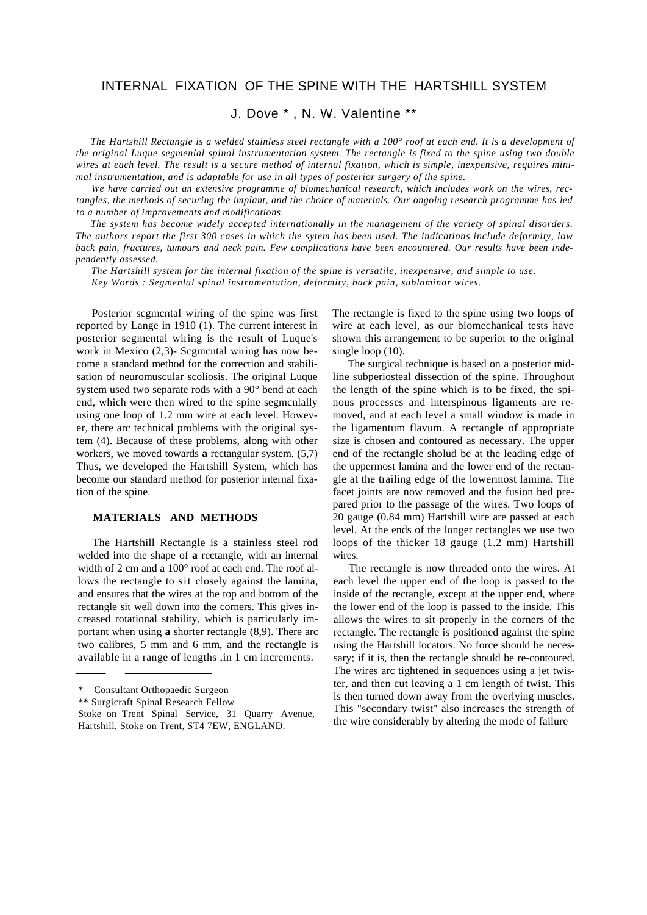# INTERNAL FIXATION OF THE SPINE WITH THE HARTSHILL SYSTEM

J. Dove * , N. W. Valentine **

*The Hartshill Rectangle is a welded stainless steel rectangle with a 100° roof at each end. It is a development of the original Luque segmenlal spinal instrumentation system. The rectangle is fixed to the spine using two double wires at each level. The result is a secure method of internal fixation, which is simple, inexpensive, requires minimal instrumentation, and is adaptable for use in all types of posterior surgery of the spine.*

*We have carried out an extensive programme of biomechanical research, which includes work on the wires, rectangles, the methods of securing the implant, and the choice of materials. Our ongoing research programme has led to a number of improvements and modifications.*

*The system has become widely accepted internationally in the management of the variety of spinal disorders. The authors report the first 300 cases in which the sytem has been used. The indications include deformity, low back pain, fractures, tumours and neck pain. Few complications have been encountered. Our results have been independently assessed.*

*The Hartshill system for the internal fixation of the spine is versatile, inexpensive, and simple to use.*

*Key Words : Segmenlal spinal instrumentation, deformity, back pain, sublaminar wires.*

Posterior scgmcntal wiring of the spine was first reported by Lange in 1910 (1). The current interest in posterior segmental wiring is the result of Luque's work in Mexico (2,3)- Scgmcntal wiring has now become a standard method for the correction and stabilisation of neuromuscular scoliosis. The original Luque system used two separate rods with a 90° bend at each end, which were then wired to the spine segmcnlally using one loop of 1.2 mm wire at each level. However, there arc technical problems with the original system (4). Because of these problems, along with other workers, we moved towards **a** rectangular system. (5,7) Thus, we developed the Hartshill System, which has become our standard method for posterior internal fixation of the spine.

## MATERIALS AND METHODS

The Hartshill Rectangle is a stainless steel rod welded into the shape of **a** rectangle, with an internal width of 2 cm and a 100° roof at each end. The roof allows the rectangle to sit closely against the lamina, and ensures that the wires at the top and bottom of the rectangle sit well down into the corners. This gives increased rotational stability, which is particularly important when using **a** shorter rectangle (8,9). There arc two calibres, 5 mm and 6 mm, and the rectangle is available in a range of lengths ,in 1 cm increments.

The rectangle is fixed to the spine using two loops of wire at each level, as our biomechanical tests have shown this arrangement to be superior to the original single loop (10).

The surgical technique is based on a posterior midline subperiosteal dissection of the spine. Throughout the length of the spine which is to be fixed, the spinous processes and interspinous ligaments are removed, and at each level a small window is made in the ligamentum flavum. A rectangle of appropriate size is chosen and contoured as necessary. The upper end of the rectangle sholud be at the leading edge of the uppermost lamina and the lower end of the rectangle at the trailing edge of the lowermost lamina. The facet joints are now removed and the fusion bed prepared prior to the passage of the wires. Two loops of 20 gauge (0.84 mm) Hartshill wire are passed at each level. At the ends of the longer rectangles we use two loops of the thicker 18 gauge (1.2 mm) Hartshill wires.

The rectangle is now threaded onto the wires. At each level the upper end of the loop is passed to the inside of the rectangle, except at the upper end, where the lower end of the loop is passed to the inside. This allows the wires to sit properly in the corners of the rectangle. The rectangle is positioned against the spine using the Hartshill locators. No force should be necessary; if it is, then the rectangle should be re-contoured. The wires arc tightened in sequences using a jet twister, and then cut leaving a 1 cm length of twist. This is then turned down away from the overlying muscles. This "secondary twist" also increases the strength of the wire considerably by altering the mode of failure

\* Consultant Orthopaedic Surgeon

** Surgicraft Spinal Research Fellow

Stoke on Trent Spinal Service, 31 Quarry Avenue, Hartshill, Stoke on Trent, ST4 7EW, ENGLAND.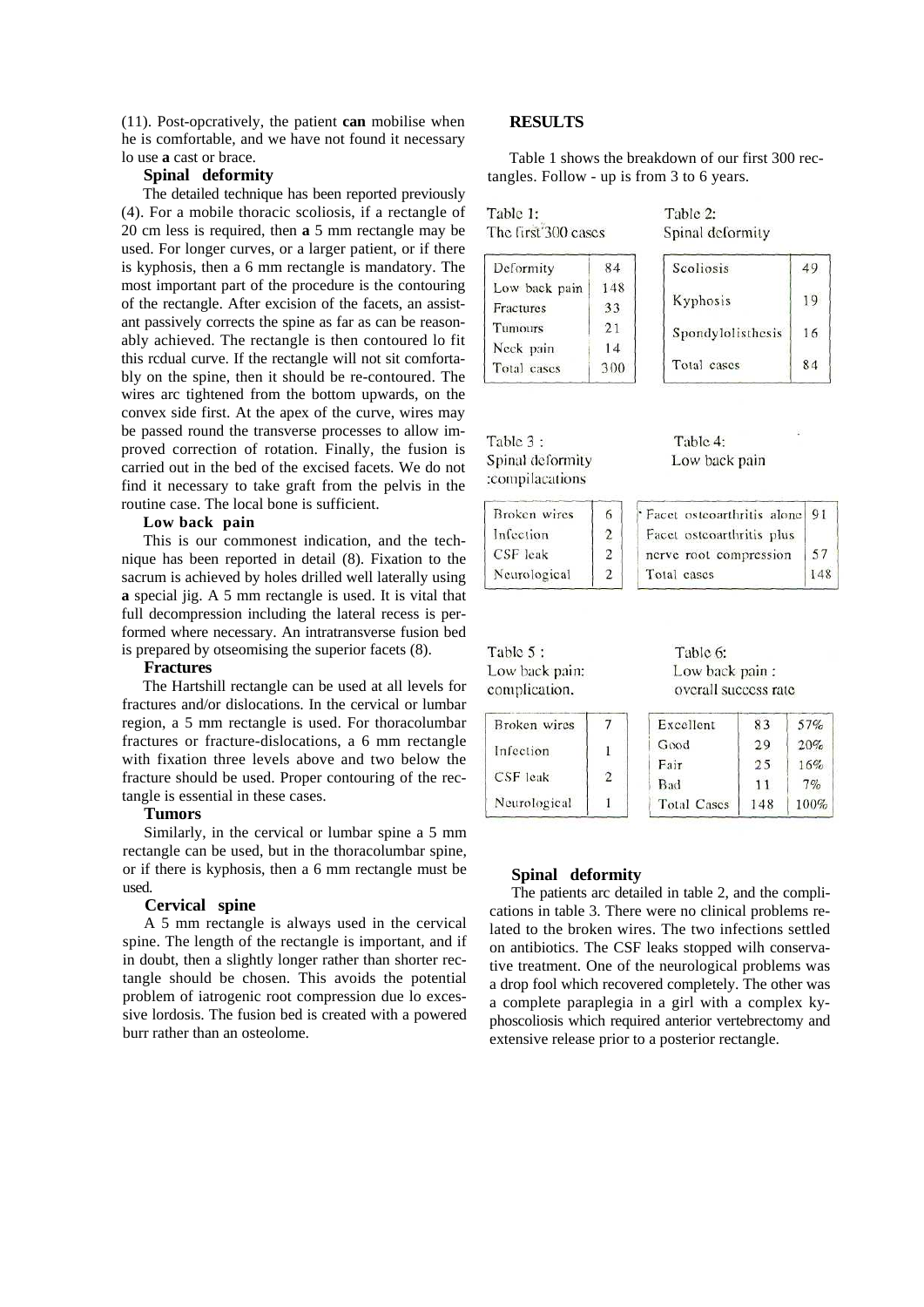(11). Post-opcratively, the patient **can** mobilise when he is comfortable, and we have not found it necessary lo use **a** cast or brace.

### Spinal deformity

The detailed technique has been reported previously (4). For a mobile thoracic scoliosis, if a rectangle of 20 cm less is required, then **a** 5 mm rectangle may be used. For longer curves, or a larger patient, or if there is kyphosis, then a 6 mm rectangle is mandatory. The most important part of the procedure is the contouring of the rectangle. After excision of the facets, an assistant passively corrects the spine as far as can be reasonably achieved. The rectangle is then contoured lo fit this rcdual curve. If the rectangle will not sit comfortably on the spine, then it should be re-contoured. The wires arc tightened from the bottom upwards, on the convex side first. At the apex of the curve, wires may be passed round the transverse processes to allow improved correction of rotation. Finally, the fusion is carried out in the bed of the excised facets. We do not find it necessary to take graft from the pelvis in the routine case. The local bone is sufficient.

### Low back pain

This is our commonest indication, and the technique has been reported in detail (8). Fixation to the sacrum is achieved by holes drilled well laterally using **a** special jig. A 5 mm rectangle is used. It is vital that full decompression including the lateral recess is performed where necessary. An intratransverse fusion bed is prepared by otseomising the superior facets (8).

### Fractures

The Hartshill rectangle can be used at all levels for fractures and/or dislocations. In the cervical or lumbar region, a 5 mm rectangle is used. For thoracolumbar fractures or fracture-dislocations, a 6 mm rectangle with fixation three levels above and two below the fracture should be used. Proper contouring of the rectangle is essential in these cases.

### Tumors

Similarly, in the cervical or lumbar spine a 5 mm rectangle can be used, but in the thoracolumbar spine, or if there is kyphosis, then a 6 mm rectangle must be used.

### Cervical spine

A 5 mm rectangle is always used in the cervical spine. The length of the rectangle is important, and if in doubt, then a slightly longer rather than shorter rectangle should be chosen. This avoids the potential problem of iatrogenic root compression due lo excessive lordosis. The fusion bed is created with a powered burr rather than an osteolome.

## RESULTS

Table 1 shows the breakdown of our first 300 rectangles. Follow - up is from 3 to 6 years.

Table 1:
The first 300 cases

| Deformity | 84 |
|---|---|
| Low back pain | 148 |
| Fractures | 33 |
| Tumours | 21 |
| Neck pain | 14 |
| Total cases | 300 |

Table 2:
Spinal deformity

| Scoliosis | 49 |
|---|---|
| Kyphosis | 19 |
| Spondylolisthesis | 16 |
| Total cases | 84 |

Table 3 :
Spinal deformity
:compilacations

| Broken wires | 6 |
|---|---|
| Infection | 2 |
| CSF leak | 2 |
| Neurological | 2 |

Table 4:
Low back pain

| Facet osteoarthritis alone | 91 |
|---|---|
| Facet osteoarthritis plus nerve root compression | 57 |
| Total cases | 148 |

Table 5 :
Low back pain:
complication.

| Broken wires | 7 |
|---|---|
| Infection | 1 |
| CSF leak | 2 |
| Neurological | 1 |

Table 6:
Low back pain :
overall success rate

| Excellent | 83 | 57% |
|---|---|---|
| Good | 29 | 20% |
| Fair | 25 | 16% |
| Bad | 11 | 7% |
| Total Cases | 148 | 100% |

### Spinal deformity

The patients arc detailed in table 2, and the complications in table 3. There were no clinical problems related to the broken wires. The two infections settled on antibiotics. The CSF leaks stopped wilh conservative treatment. One of the neurological problems was a drop fool which recovered completely. The other was a complete paraplegia in a girl with a complex kyphoscoliosis which required anterior vertebrectomy and extensive release prior to a posterior rectangle.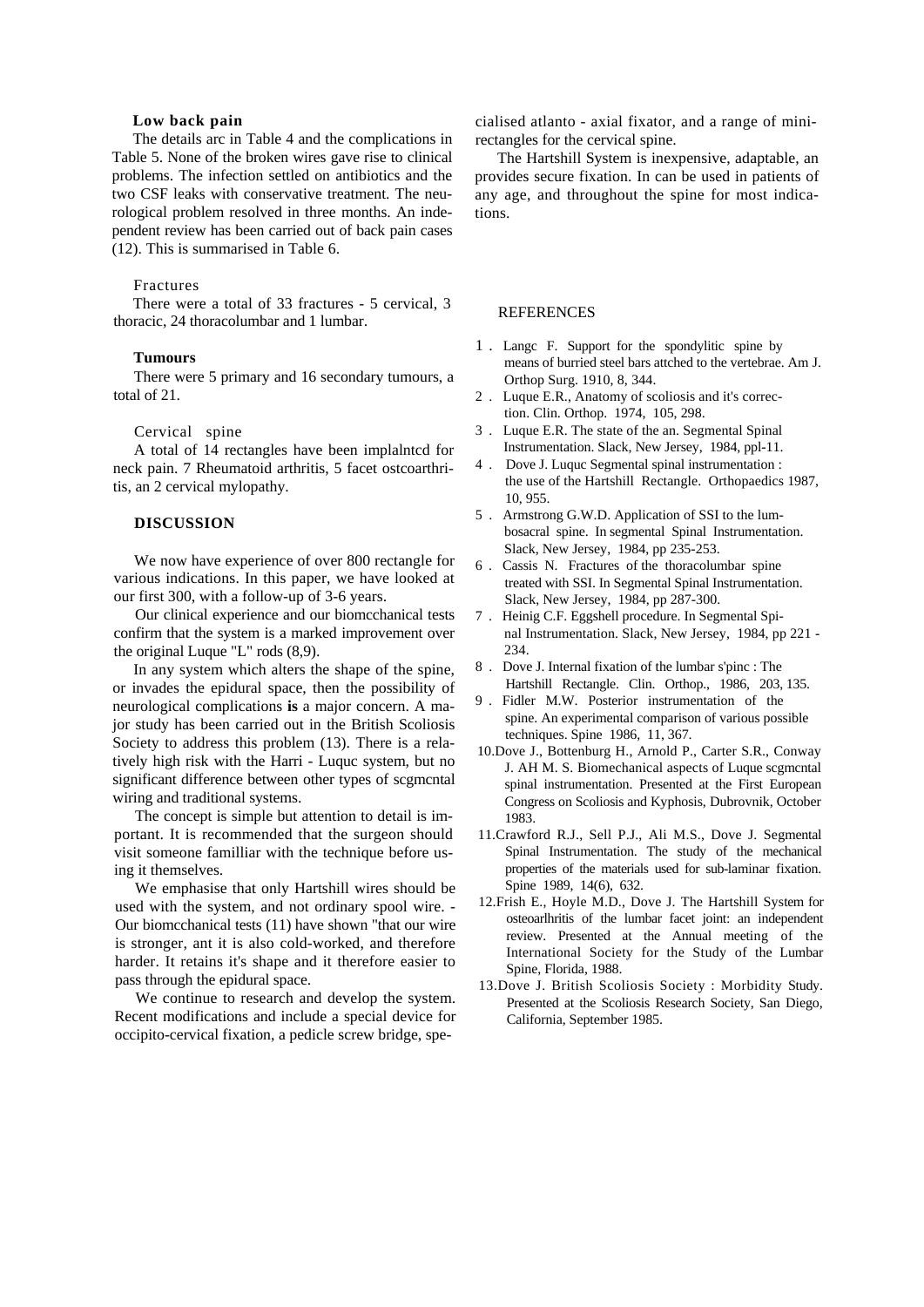**Low back pain**

The details arc in Table 4 and the complications in Table 5. None of the broken wires gave rise to clinical problems. The infection settled on antibiotics and the two CSF leaks with conservative treatment. The neurological problem resolved in three months. An independent review has been carried out of back pain cases (12). This is summarised in Table 6.

Fractures

There were a total of 33 fractures - 5 cervical, 3 thoracic, 24 thoracolumbar and 1 lumbar.

**Tumours**

There were 5 primary and 16 secondary tumours, a total of 21.

Cervical spine

A total of 14 rectangles have been implalntcd for neck pain. 7 Rheumatoid arthritis, 5 facet ostcoarthritis, an 2 cervical mylopathy.

## DISCUSSION

We now have experience of over 800 rectangle for various indications. In this paper, we have looked at our first 300, with a follow-up of 3-6 years.

Our clinical experience and our biomcchanical tests confirm that the system is a marked improvement over the original Luque "L" rods (8,9).

In any system which alters the shape of the spine, or invades the epidural space, then the possibility of neurological complications **is** a major concern. A major study has been carried out in the British Scoliosis Society to address this problem (13). There is a relatively high risk with the Harri - Luquc system, but no significant difference between other types of scgmcntal wiring and traditional systems.

The concept is simple but attention to detail is important. It is recommended that the surgeon should visit someone familliar with the technique before using it themselves.

We emphasise that only Hartshill wires should be used with the system, and not ordinary spool wire. - Our biomcchanical tests (11) have shown "that our wire is stronger, ant it is also cold-worked, and therefore harder. It retains it's shape and it therefore easier to pass through the epidural space.

We continue to research and develop the system. Recent modifications and include a special device for occipito-cervical fixation, a pedicle screw bridge, specialised atlanto - axial fixator, and a range of mini-rectangles for the cervical spine.

The Hartshill System is inexpensive, adaptable, an provides secure fixation. In can be used in patients of any age, and throughout the spine for most indications.

## REFERENCES

1. Langc F. Support for the spondylitic spine by means of burried steel bars attched to the vertebrae. Am J. Orthop Surg. 1910, 8, 344.
2. Luque E.R., Anatomy of scoliosis and it's correction. Clin. Orthop. 1974, 105, 298.
3. Luque E.R. The state of the an. Segmental Spinal Instrumentation. Slack, New Jersey, 1984, ppl-11.
4. Dove J. Luquc Segmental spinal instrumentation : the use of the Hartshill Rectangle. Orthopaedics 1987, 10, 955.
5. Armstrong G.W.D. Application of SSI to the lumbosacral spine. In segmental Spinal Instrumentation. Slack, New Jersey, 1984, pp 235-253.
6. Cassis N. Fractures of the thoracolumbar spine treated with SSI. In Segmental Spinal Instrumentation. Slack, New Jersey, 1984, pp 287-300.
7. Heinig C.F. Eggshell procedure. In Segmental Spinal Instrumentation. Slack, New Jersey, 1984, pp 221 - 234.
8. Dove J. Internal fixation of the lumbar s'pinc : The Hartshill Rectangle. Clin. Orthop., 1986, 203, 135.
9. Fidler M.W. Posterior instrumentation of the spine. An experimental comparison of various possible techniques. Spine 1986, 11, 367.
10. Dove J., Bottenburg H., Arnold P., Carter S.R., Conway J. AH M. S. Biomechanical aspects of Luque scgmcntal spinal instrumentation. Presented at the First European Congress on Scoliosis and Kyphosis, Dubrovnik, October 1983.
11. Crawford R.J., Sell P.J., Ali M.S., Dove J. Segmental Spinal Instrumentation. The study of the mechanical properties of the materials used for sub-laminar fixation. Spine 1989, 14(6), 632.
12. Frish E., Hoyle M.D., Dove J. The Hartshill System for osteoarlhritis of the lumbar facet joint: an independent review. Presented at the Annual meeting of the International Society for the Study of the Lumbar Spine, Florida, 1988.
13. Dove J. British Scoliosis Society : Morbidity Study. Presented at the Scoliosis Research Society, San Diego, California, September 1985.